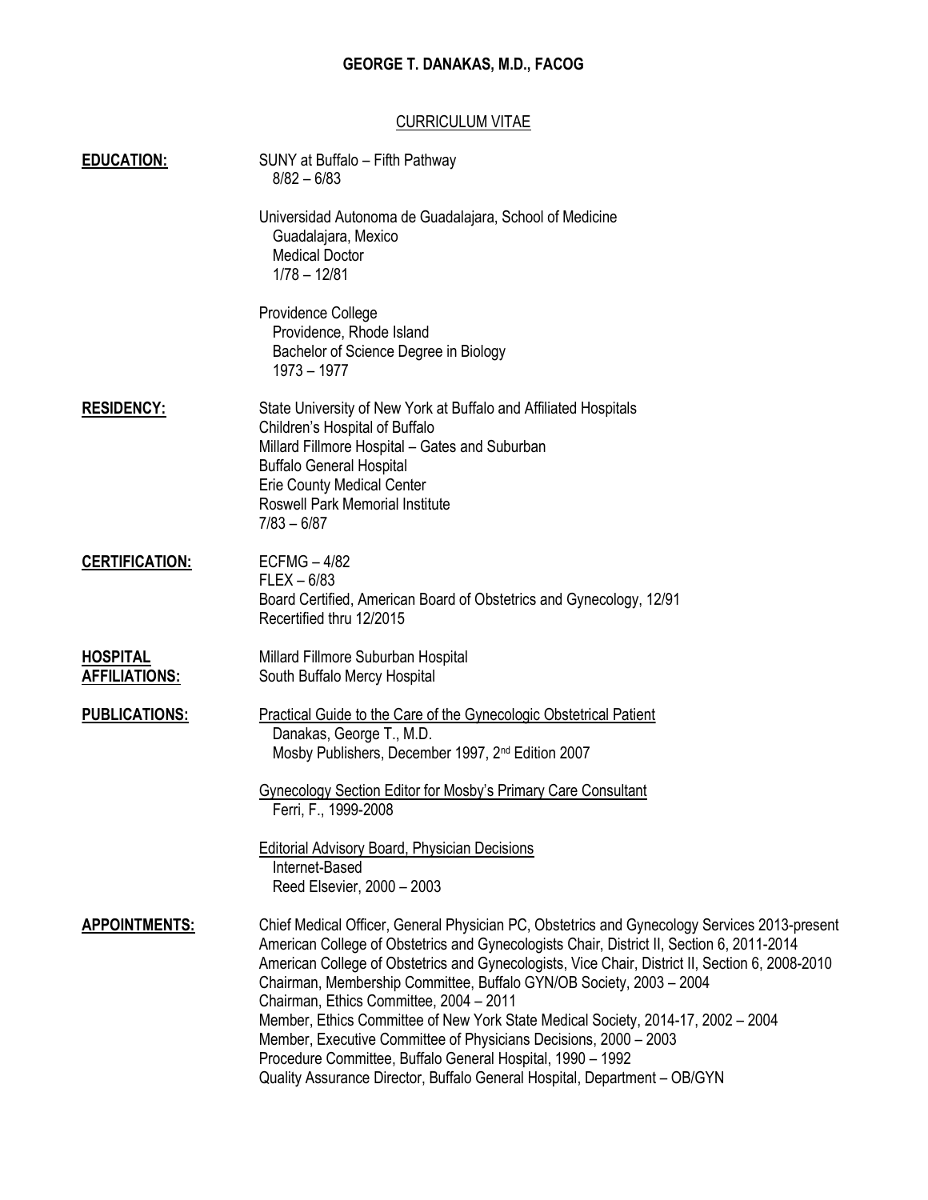# GEORGE T. DANAKAS, M.D., FACOG

## CURRICULUM VITAE

**EDUCATION:**

SUNY at Buffalo – Fifth Pathway
8/82 – 6/83

Universidad Autonoma de Guadalajara, School of Medicine
Guadalajara, Mexico
Medical Doctor
1/78 – 12/81

Providence College
Providence, Rhode Island
Bachelor of Science Degree in Biology
1973 – 1977

**RESIDENCY:**

State University of New York at Buffalo and Affiliated Hospitals
Children's Hospital of Buffalo
Millard Fillmore Hospital – Gates and Suburban
Buffalo General Hospital
Erie County Medical Center
Roswell Park Memorial Institute
7/83 – 6/87

**CERTIFICATION:**

ECFMG – 4/82
FLEX – 6/83
Board Certified, American Board of Obstetrics and Gynecology, 12/91
Recertified thru 12/2015

**HOSPITAL AFFILIATIONS:**

Millard Fillmore Suburban Hospital
South Buffalo Mercy Hospital

**PUBLICATIONS:**

Practical Guide to the Care of the Gynecologic Obstetrical Patient
Danakas, George T., M.D.
Mosby Publishers, December 1997, 2nd Edition 2007

Gynecology Section Editor for Mosby's Primary Care Consultant
Ferri, F., 1999-2008

Editorial Advisory Board, Physician Decisions
Internet-Based
Reed Elsevier, 2000 – 2003

**APPOINTMENTS:**

Chief Medical Officer, General Physician PC, Obstetrics and Gynecology Services 2013-present
American College of Obstetrics and Gynecologists Chair, District II, Section 6, 2011-2014
American College of Obstetrics and Gynecologists, Vice Chair, District II, Section 6, 2008-2010
Chairman, Membership Committee, Buffalo GYN/OB Society, 2003 – 2004
Chairman, Ethics Committee, 2004 – 2011
Member, Ethics Committee of New York State Medical Society, 2014-17, 2002 – 2004
Member, Executive Committee of Physicians Decisions, 2000 – 2003
Procedure Committee, Buffalo General Hospital, 1990 – 1992
Quality Assurance Director, Buffalo General Hospital, Department – OB/GYN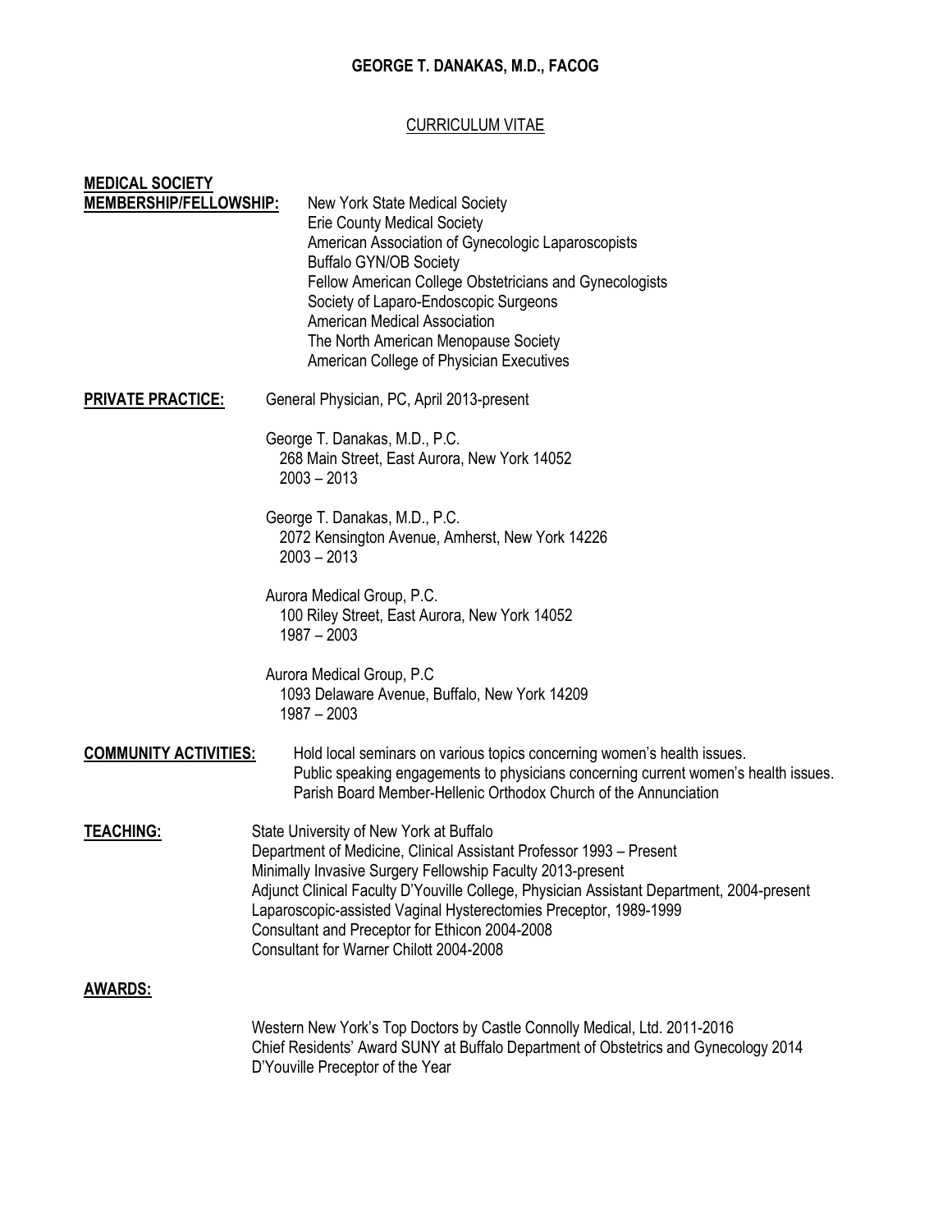**GEORGE T. DANAKAS, M.D., FACOG**

CURRICULUM VITAE

**MEDICAL SOCIETY MEMBERSHIP/FELLOWSHIP:**

New York State Medical Society
Erie County Medical Society
American Association of Gynecologic Laparoscopists
Buffalo GYN/OB Society
Fellow American College Obstetricians and Gynecologists
Society of Laparo-Endoscopic Surgeons
American Medical Association
The North American Menopause Society
American College of Physician Executives

**PRIVATE PRACTICE:**

General Physician, PC, April 2013-present

George T. Danakas, M.D., P.C.
268 Main Street, East Aurora, New York 14052
2003 – 2013

George T. Danakas, M.D., P.C.
2072 Kensington Avenue, Amherst, New York 14226
2003 – 2013

Aurora Medical Group, P.C.
100 Riley Street, East Aurora, New York 14052
1987 – 2003

Aurora Medical Group, P.C
1093 Delaware Avenue, Buffalo, New York 14209
1987 – 2003

**COMMUNITY ACTIVITIES:**

Hold local seminars on various topics concerning women's health issues.
Public speaking engagements to physicians concerning current women's health issues.
Parish Board Member-Hellenic Orthodox Church of the Annunciation

**TEACHING:**

State University of New York at Buffalo
Department of Medicine, Clinical Assistant Professor 1993 – Present
Minimally Invasive Surgery Fellowship Faculty 2013-present
Adjunct Clinical Faculty D'Youville College, Physician Assistant Department, 2004-present
Laparoscopic-assisted Vaginal Hysterectomies Preceptor, 1989-1999
Consultant and Preceptor for Ethicon 2004-2008
Consultant for Warner Chilott 2004-2008

**AWARDS:**

Western New York's Top Doctors by Castle Connolly Medical, Ltd. 2011-2016
Chief Residents' Award SUNY at Buffalo Department of Obstetrics and Gynecology 2014
D'Youville Preceptor of the Year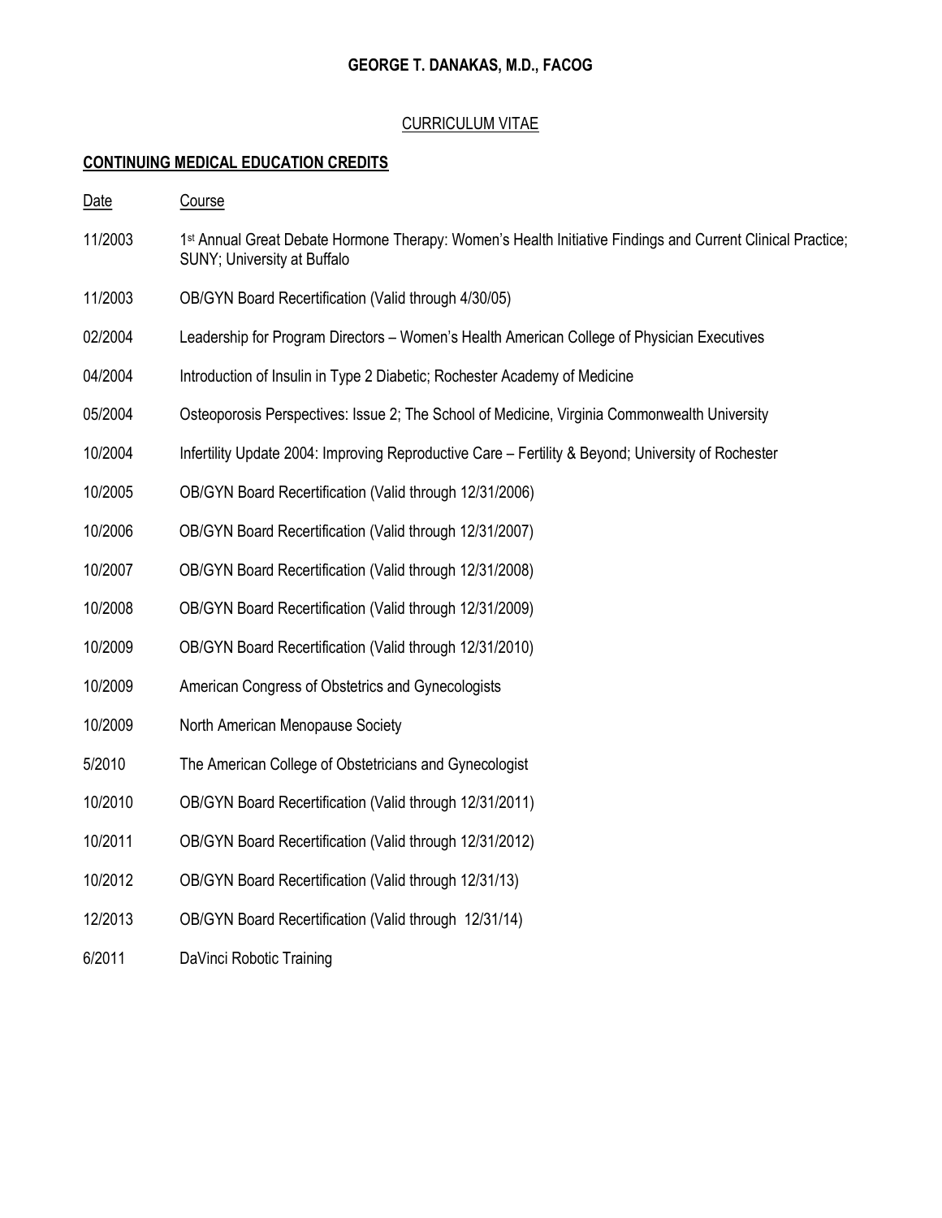**GEORGE T. DANAKAS, M.D., FACOG**

CURRICULUM VITAE

## CONTINUING MEDICAL EDUCATION CREDITS

| Date | Course |
| --- | --- |
| 11/2003 | 1st Annual Great Debate Hormone Therapy: Women's Health Initiative Findings and Current Clinical Practice; SUNY; University at Buffalo |
| 11/2003 | OB/GYN Board Recertification (Valid through 4/30/05) |
| 02/2004 | Leadership for Program Directors – Women's Health American College of Physician Executives |
| 04/2004 | Introduction of Insulin in Type 2 Diabetic; Rochester Academy of Medicine |
| 05/2004 | Osteoporosis Perspectives: Issue 2; The School of Medicine, Virginia Commonwealth University |
| 10/2004 | Infertility Update 2004: Improving Reproductive Care – Fertility & Beyond; University of Rochester |
| 10/2005 | OB/GYN Board Recertification (Valid through 12/31/2006) |
| 10/2006 | OB/GYN Board Recertification (Valid through 12/31/2007) |
| 10/2007 | OB/GYN Board Recertification (Valid through 12/31/2008) |
| 10/2008 | OB/GYN Board Recertification (Valid through 12/31/2009) |
| 10/2009 | OB/GYN Board Recertification (Valid through 12/31/2010) |
| 10/2009 | American Congress of Obstetrics and Gynecologists |
| 10/2009 | North American Menopause Society |
| 5/2010 | The American College of Obstetricians and Gynecologist |
| 10/2010 | OB/GYN Board Recertification (Valid through 12/31/2011) |
| 10/2011 | OB/GYN Board Recertification (Valid through 12/31/2012) |
| 10/2012 | OB/GYN Board Recertification (Valid through 12/31/13) |
| 12/2013 | OB/GYN Board Recertification (Valid through 12/31/14) |
| 6/2011 | DaVinci Robotic Training |